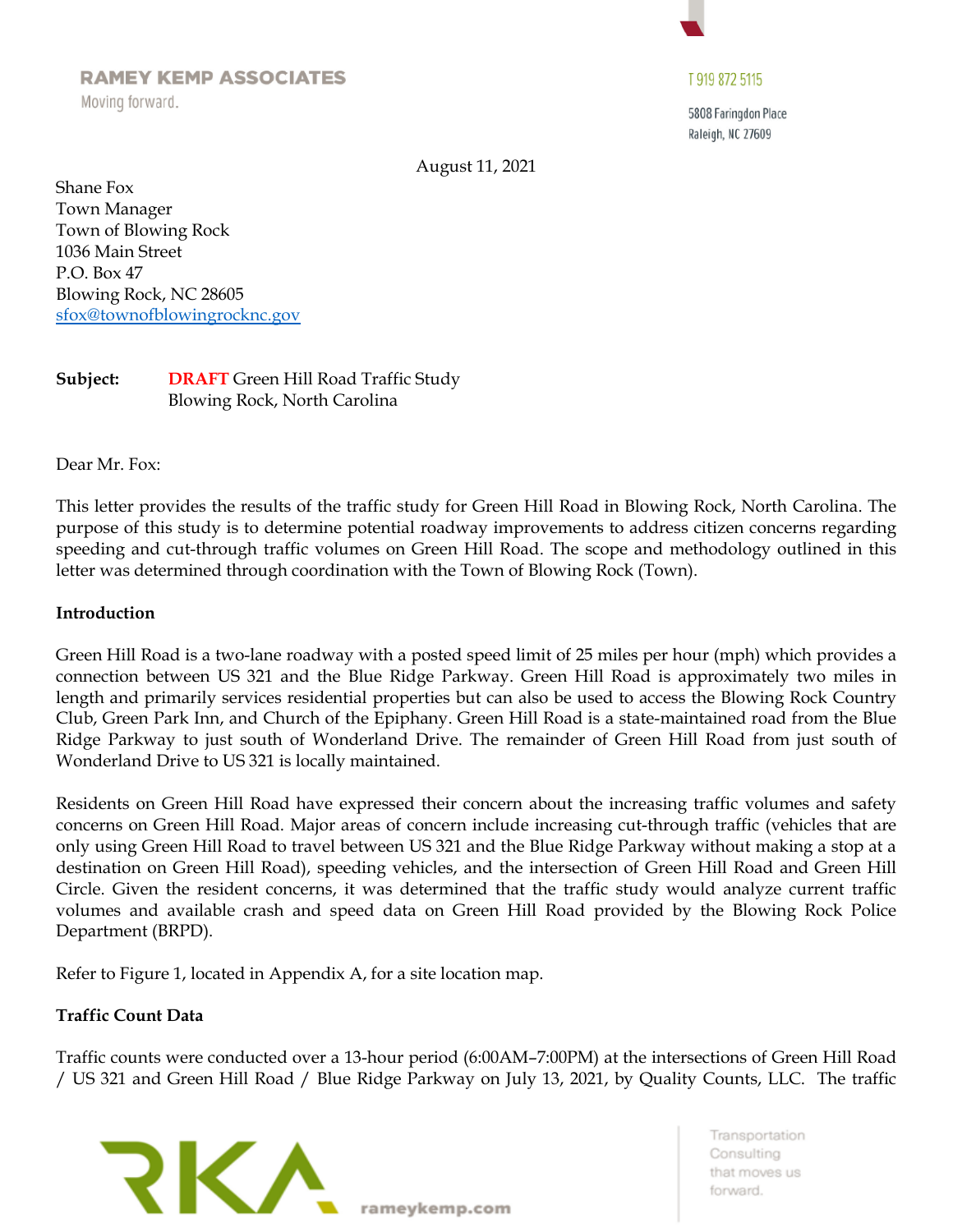RAMEY KEMP ASSOCIATES
Moving forward.

T 919 872 5115

5808 Faringdon Place
Raleigh, NC 27609

August 11, 2021

Shane Fox
Town Manager
Town of Blowing Rock
1036 Main Street
P.O. Box 47
Blowing Rock, NC 28605
sfox@townofblowingrocknc.gov

**Subject:** **DRAFT** Green Hill Road Traffic Study
Blowing Rock, North Carolina

Dear Mr. Fox:

This letter provides the results of the traffic study for Green Hill Road in Blowing Rock, North Carolina. The purpose of this study is to determine potential roadway improvements to address citizen concerns regarding speeding and cut-through traffic volumes on Green Hill Road. The scope and methodology outlined in this letter was determined through coordination with the Town of Blowing Rock (Town).

**Introduction**

Green Hill Road is a two-lane roadway with a posted speed limit of 25 miles per hour (mph) which provides a connection between US 321 and the Blue Ridge Parkway. Green Hill Road is approximately two miles in length and primarily services residential properties but can also be used to access the Blowing Rock Country Club, Green Park Inn, and Church of the Epiphany. Green Hill Road is a state-maintained road from the Blue Ridge Parkway to just south of Wonderland Drive. The remainder of Green Hill Road from just south of Wonderland Drive to US 321 is locally maintained.

Residents on Green Hill Road have expressed their concern about the increasing traffic volumes and safety concerns on Green Hill Road. Major areas of concern include increasing cut-through traffic (vehicles that are only using Green Hill Road to travel between US 321 and the Blue Ridge Parkway without making a stop at a destination on Green Hill Road), speeding vehicles, and the intersection of Green Hill Road and Green Hill Circle. Given the resident concerns, it was determined that the traffic study would analyze current traffic volumes and available crash and speed data on Green Hill Road provided by the Blowing Rock Police Department (BRPD).

Refer to Figure 1, located in Appendix A, for a site location map.

**Traffic Count Data**

Traffic counts were conducted over a 13-hour period (6:00AM–7:00PM) at the intersections of Green Hill Road / US 321 and Green Hill Road / Blue Ridge Parkway on July 13, 2021, by Quality Counts, LLC. The traffic

RKA rameykemp.com

Transportation Consulting that moves us forward.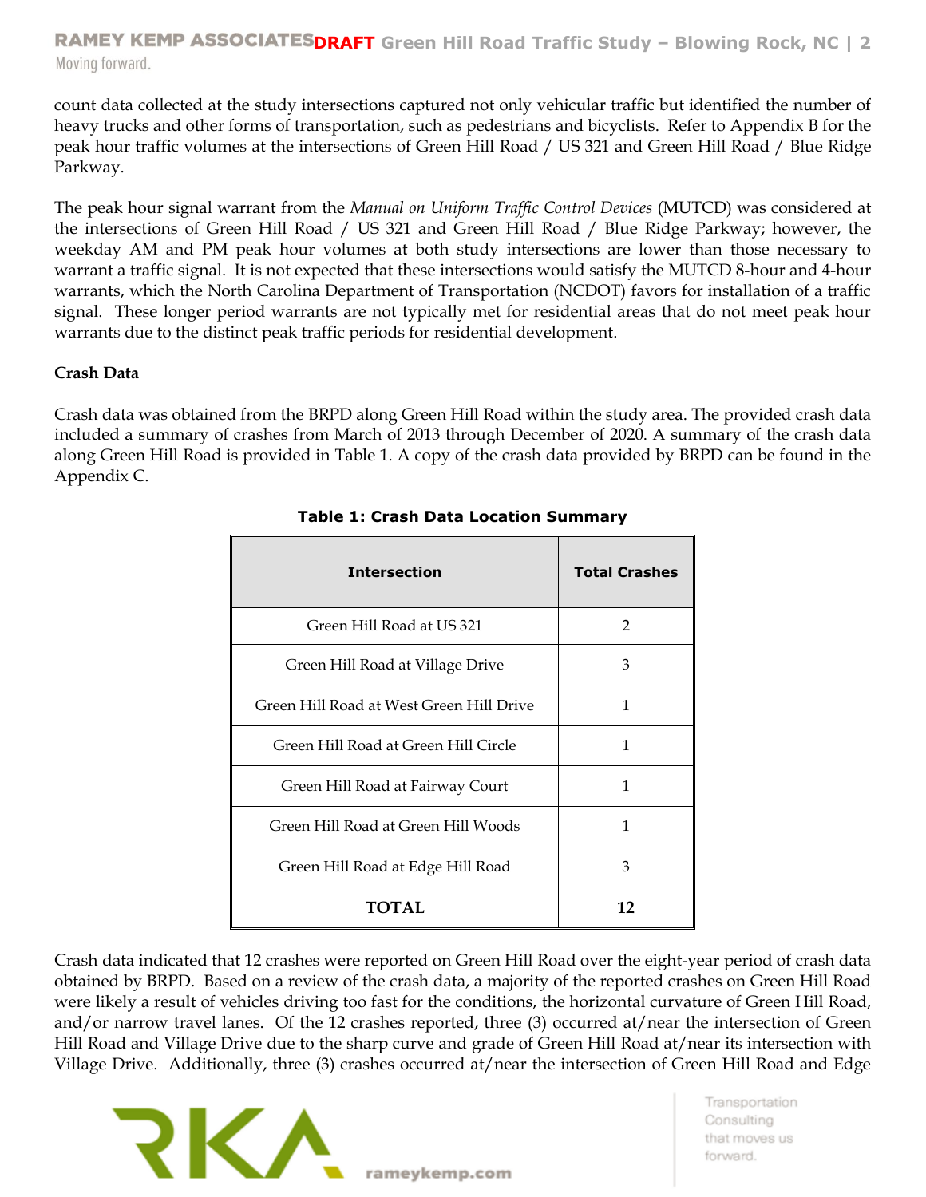count data collected at the study intersections captured not only vehicular traffic but identified the number of heavy trucks and other forms of transportation, such as pedestrians and bicyclists. Refer to Appendix B for the peak hour traffic volumes at the intersections of Green Hill Road / US 321 and Green Hill Road / Blue Ridge Parkway.

The peak hour signal warrant from the *Manual on Uniform Traffic Control Devices* (MUTCD) was considered at the intersections of Green Hill Road / US 321 and Green Hill Road / Blue Ridge Parkway; however, the weekday AM and PM peak hour volumes at both study intersections are lower than those necessary to warrant a traffic signal. It is not expected that these intersections would satisfy the MUTCD 8-hour and 4-hour warrants, which the North Carolina Department of Transportation (NCDOT) favors for installation of a traffic signal. These longer period warrants are not typically met for residential areas that do not meet peak hour warrants due to the distinct peak traffic periods for residential development.

**Crash Data**

Crash data was obtained from the BRPD along Green Hill Road within the study area. The provided crash data included a summary of crashes from March of 2013 through December of 2020. A summary of the crash data along Green Hill Road is provided in Table 1. A copy of the crash data provided by BRPD can be found in the Appendix C.

**Table 1: Crash Data Location Summary**

| Intersection | Total Crashes |
|---|---|
| Green Hill Road at US 321 | 2 |
| Green Hill Road at Village Drive | 3 |
| Green Hill Road at West Green Hill Drive | 1 |
| Green Hill Road at Green Hill Circle | 1 |
| Green Hill Road at Fairway Court | 1 |
| Green Hill Road at Green Hill Woods | 1 |
| Green Hill Road at Edge Hill Road | 3 |
| **TOTAL** | **12** |

Crash data indicated that 12 crashes were reported on Green Hill Road over the eight-year period of crash data obtained by BRPD. Based on a review of the crash data, a majority of the reported crashes on Green Hill Road were likely a result of vehicles driving too fast for the conditions, the horizontal curvature of Green Hill Road, and/or narrow travel lanes. Of the 12 crashes reported, three (3) occurred at/near the intersection of Green Hill Road and Village Drive due to the sharp curve and grade of Green Hill Road at/near its intersection with Village Drive. Additionally, three (3) crashes occurred at/near the intersection of Green Hill Road and Edge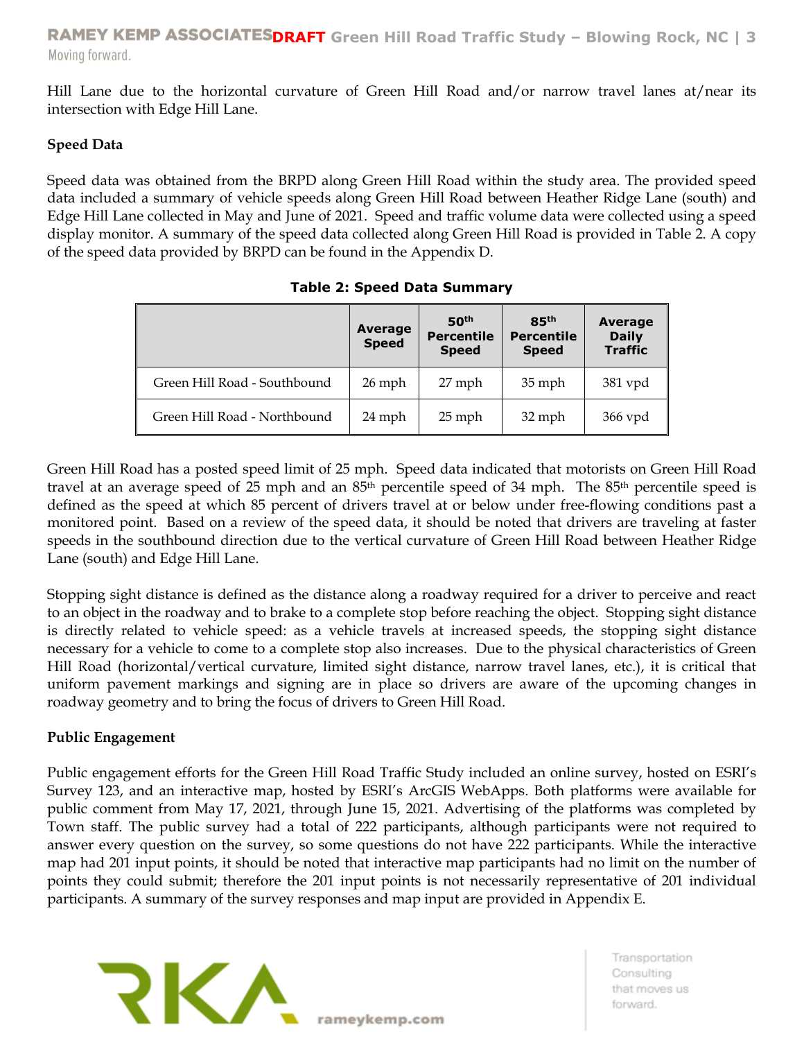Hill Lane due to the horizontal curvature of Green Hill Road and/or narrow travel lanes at/near its intersection with Edge Hill Lane.

**Speed Data**

Speed data was obtained from the BRPD along Green Hill Road within the study area. The provided speed data included a summary of vehicle speeds along Green Hill Road between Heather Ridge Lane (south) and Edge Hill Lane collected in May and June of 2021. Speed and traffic volume data were collected using a speed display monitor. A summary of the speed data collected along Green Hill Road is provided in Table 2. A copy of the speed data provided by BRPD can be found in the Appendix D.

**Table 2: Speed Data Summary**

| | Average Speed | 50th Percentile Speed | 85th Percentile Speed | Average Daily Traffic |
|---|---|---|---|---|
| Green Hill Road - Southbound | 26 mph | 27 mph | 35 mph | 381 vpd |
| Green Hill Road - Northbound | 24 mph | 25 mph | 32 mph | 366 vpd |

Green Hill Road has a posted speed limit of 25 mph. Speed data indicated that motorists on Green Hill Road travel at an average speed of 25 mph and an 85th percentile speed of 34 mph. The 85th percentile speed is defined as the speed at which 85 percent of drivers travel at or below under free-flowing conditions past a monitored point. Based on a review of the speed data, it should be noted that drivers are traveling at faster speeds in the southbound direction due to the vertical curvature of Green Hill Road between Heather Ridge Lane (south) and Edge Hill Lane.

Stopping sight distance is defined as the distance along a roadway required for a driver to perceive and react to an object in the roadway and to brake to a complete stop before reaching the object. Stopping sight distance is directly related to vehicle speed: as a vehicle travels at increased speeds, the stopping sight distance necessary for a vehicle to come to a complete stop also increases. Due to the physical characteristics of Green Hill Road (horizontal/vertical curvature, limited sight distance, narrow travel lanes, etc.), it is critical that uniform pavement markings and signing are in place so drivers are aware of the upcoming changes in roadway geometry and to bring the focus of drivers to Green Hill Road.

**Public Engagement**

Public engagement efforts for the Green Hill Road Traffic Study included an online survey, hosted on ESRI's Survey 123, and an interactive map, hosted by ESRI's ArcGIS WebApps. Both platforms were available for public comment from May 17, 2021, through June 15, 2021. Advertising of the platforms was completed by Town staff. The public survey had a total of 222 participants, although participants were not required to answer every question on the survey, so some questions do not have 222 participants. While the interactive map had 201 input points, it should be noted that interactive map participants had no limit on the number of points they could submit; therefore the 201 input points is not necessarily representative of 201 individual participants. A summary of the survey responses and map input are provided in Appendix E.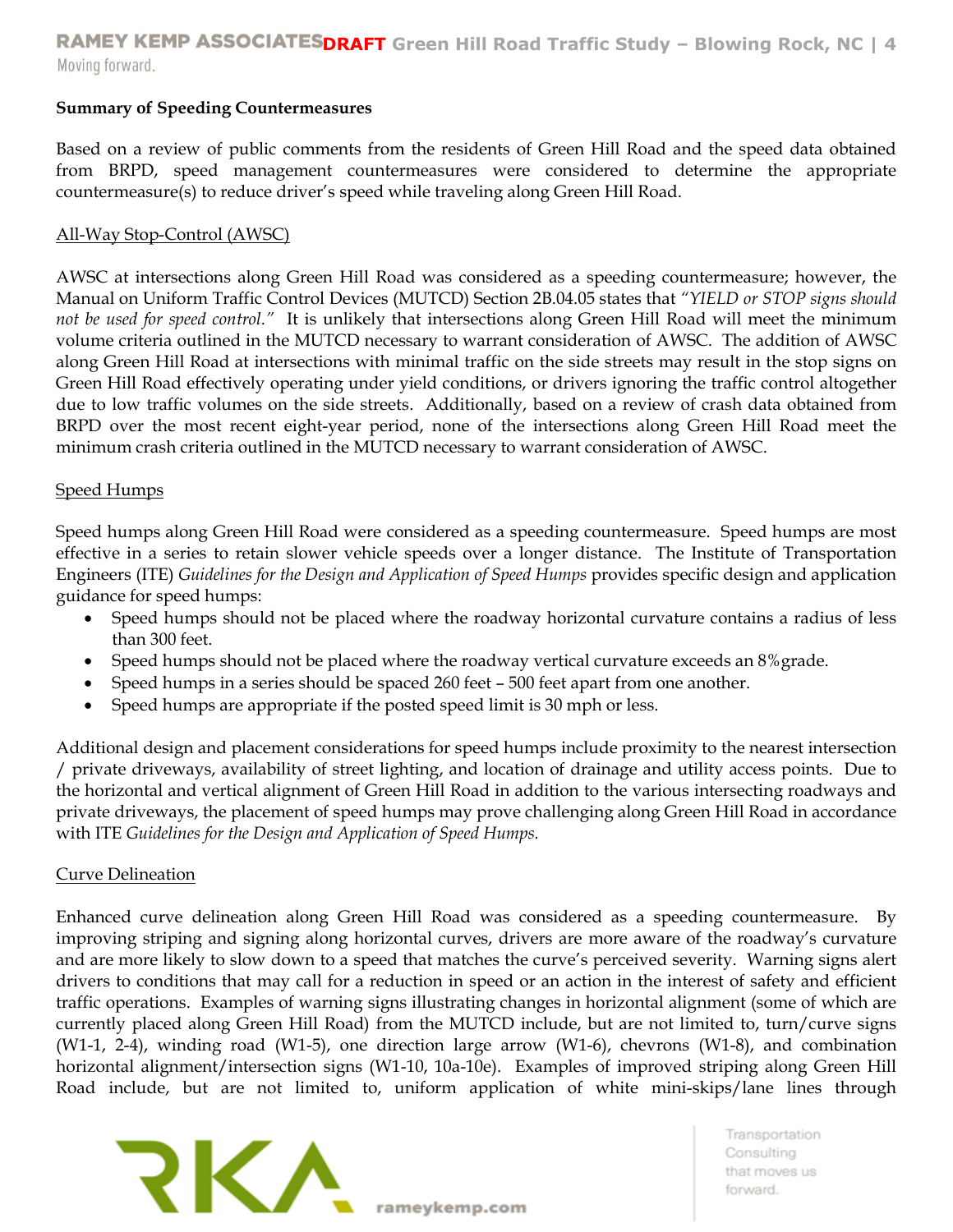**Summary of Speeding Countermeasures**

Based on a review of public comments from the residents of Green Hill Road and the speed data obtained from BRPD, speed management countermeasures were considered to determine the appropriate countermeasure(s) to reduce driver's speed while traveling along Green Hill Road.

<u>All-Way Stop-Control (AWSC)</u>

AWSC at intersections along Green Hill Road was considered as a speeding countermeasure; however, the Manual on Uniform Traffic Control Devices (MUTCD) Section 2B.04.05 states that *"YIELD or STOP signs should not be used for speed control."* It is unlikely that intersections along Green Hill Road will meet the minimum volume criteria outlined in the MUTCD necessary to warrant consideration of AWSC. The addition of AWSC along Green Hill Road at intersections with minimal traffic on the side streets may result in the stop signs on Green Hill Road effectively operating under yield conditions, or drivers ignoring the traffic control altogether due to low traffic volumes on the side streets. Additionally, based on a review of crash data obtained from BRPD over the most recent eight-year period, none of the intersections along Green Hill Road meet the minimum crash criteria outlined in the MUTCD necessary to warrant consideration of AWSC.

<u>Speed Humps</u>

Speed humps along Green Hill Road were considered as a speeding countermeasure. Speed humps are most effective in a series to retain slower vehicle speeds over a longer distance. The Institute of Transportation Engineers (ITE) *Guidelines for the Design and Application of Speed Humps* provides specific design and application guidance for speed humps:

- Speed humps should not be placed where the roadway horizontal curvature contains a radius of less than 300 feet.
- Speed humps should not be placed where the roadway vertical curvature exceeds an 8% grade.
- Speed humps in a series should be spaced 260 feet – 500 feet apart from one another.
- Speed humps are appropriate if the posted speed limit is 30 mph or less.

Additional design and placement considerations for speed humps include proximity to the nearest intersection / private driveways, availability of street lighting, and location of drainage and utility access points. Due to the horizontal and vertical alignment of Green Hill Road in addition to the various intersecting roadways and private driveways, the placement of speed humps may prove challenging along Green Hill Road in accordance with ITE *Guidelines for the Design and Application of Speed Humps.*

<u>Curve Delineation</u>

Enhanced curve delineation along Green Hill Road was considered as a speeding countermeasure. By improving striping and signing along horizontal curves, drivers are more aware of the roadway's curvature and are more likely to slow down to a speed that matches the curve's perceived severity. Warning signs alert drivers to conditions that may call for a reduction in speed or an action in the interest of safety and efficient traffic operations. Examples of warning signs illustrating changes in horizontal alignment (some of which are currently placed along Green Hill Road) from the MUTCD include, but are not limited to, turn/curve signs (W1-1, 2-4), winding road (W1-5), one direction large arrow (W1-6), chevrons (W1-8), and combination horizontal alignment/intersection signs (W1-10, 10a-10e). Examples of improved striping along Green Hill Road include, but are not limited to, uniform application of white mini-skips/lane lines through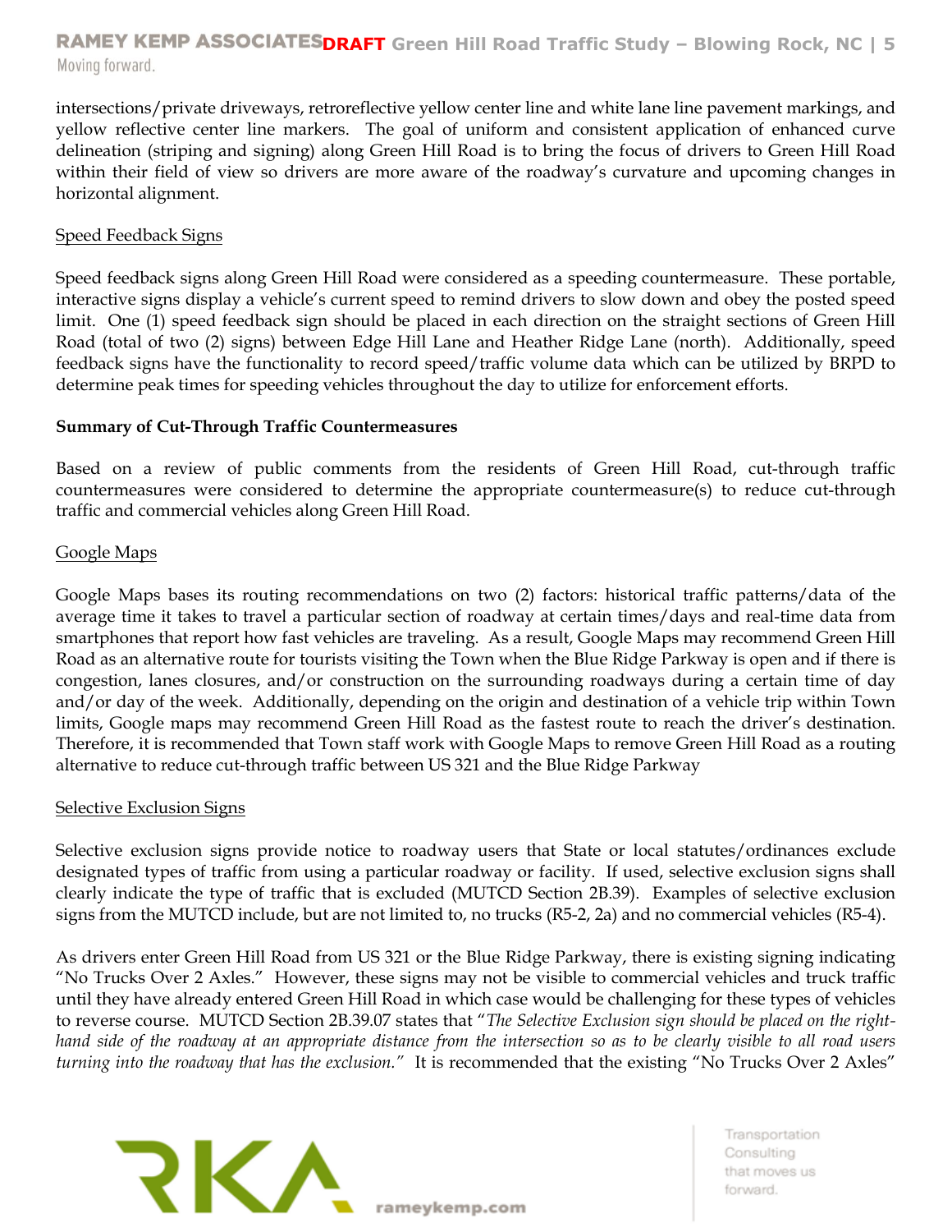intersections/private driveways, retroreflective yellow center line and white lane line pavement markings, and yellow reflective center line markers. The goal of uniform and consistent application of enhanced curve delineation (striping and signing) along Green Hill Road is to bring the focus of drivers to Green Hill Road within their field of view so drivers are more aware of the roadway's curvature and upcoming changes in horizontal alignment.

<u>Speed Feedback Signs</u>

Speed feedback signs along Green Hill Road were considered as a speeding countermeasure. These portable, interactive signs display a vehicle's current speed to remind drivers to slow down and obey the posted speed limit. One (1) speed feedback sign should be placed in each direction on the straight sections of Green Hill Road (total of two (2) signs) between Edge Hill Lane and Heather Ridge Lane (north). Additionally, speed feedback signs have the functionality to record speed/traffic volume data which can be utilized by BRPD to determine peak times for speeding vehicles throughout the day to utilize for enforcement efforts.

**Summary of Cut-Through Traffic Countermeasures**

Based on a review of public comments from the residents of Green Hill Road, cut-through traffic countermeasures were considered to determine the appropriate countermeasure(s) to reduce cut-through traffic and commercial vehicles along Green Hill Road.

<u>Google Maps</u>

Google Maps bases its routing recommendations on two (2) factors: historical traffic patterns/data of the average time it takes to travel a particular section of roadway at certain times/days and real-time data from smartphones that report how fast vehicles are traveling. As a result, Google Maps may recommend Green Hill Road as an alternative route for tourists visiting the Town when the Blue Ridge Parkway is open and if there is congestion, lanes closures, and/or construction on the surrounding roadways during a certain time of day and/or day of the week. Additionally, depending on the origin and destination of a vehicle trip within Town limits, Google maps may recommend Green Hill Road as the fastest route to reach the driver's destination. Therefore, it is recommended that Town staff work with Google Maps to remove Green Hill Road as a routing alternative to reduce cut-through traffic between US 321 and the Blue Ridge Parkway

<u>Selective Exclusion Signs</u>

Selective exclusion signs provide notice to roadway users that State or local statutes/ordinances exclude designated types of traffic from using a particular roadway or facility. If used, selective exclusion signs shall clearly indicate the type of traffic that is excluded (MUTCD Section 2B.39). Examples of selective exclusion signs from the MUTCD include, but are not limited to, no trucks (R5-2, 2a) and no commercial vehicles (R5-4).

As drivers enter Green Hill Road from US 321 or the Blue Ridge Parkway, there is existing signing indicating "No Trucks Over 2 Axles." However, these signs may not be visible to commercial vehicles and truck traffic until they have already entered Green Hill Road in which case would be challenging for these types of vehicles to reverse course. MUTCD Section 2B.39.07 states that "*The Selective Exclusion sign should be placed on the right-hand side of the roadway at an appropriate distance from the intersection so as to be clearly visible to all road users turning into the roadway that has the exclusion.*" It is recommended that the existing "No Trucks Over 2 Axles"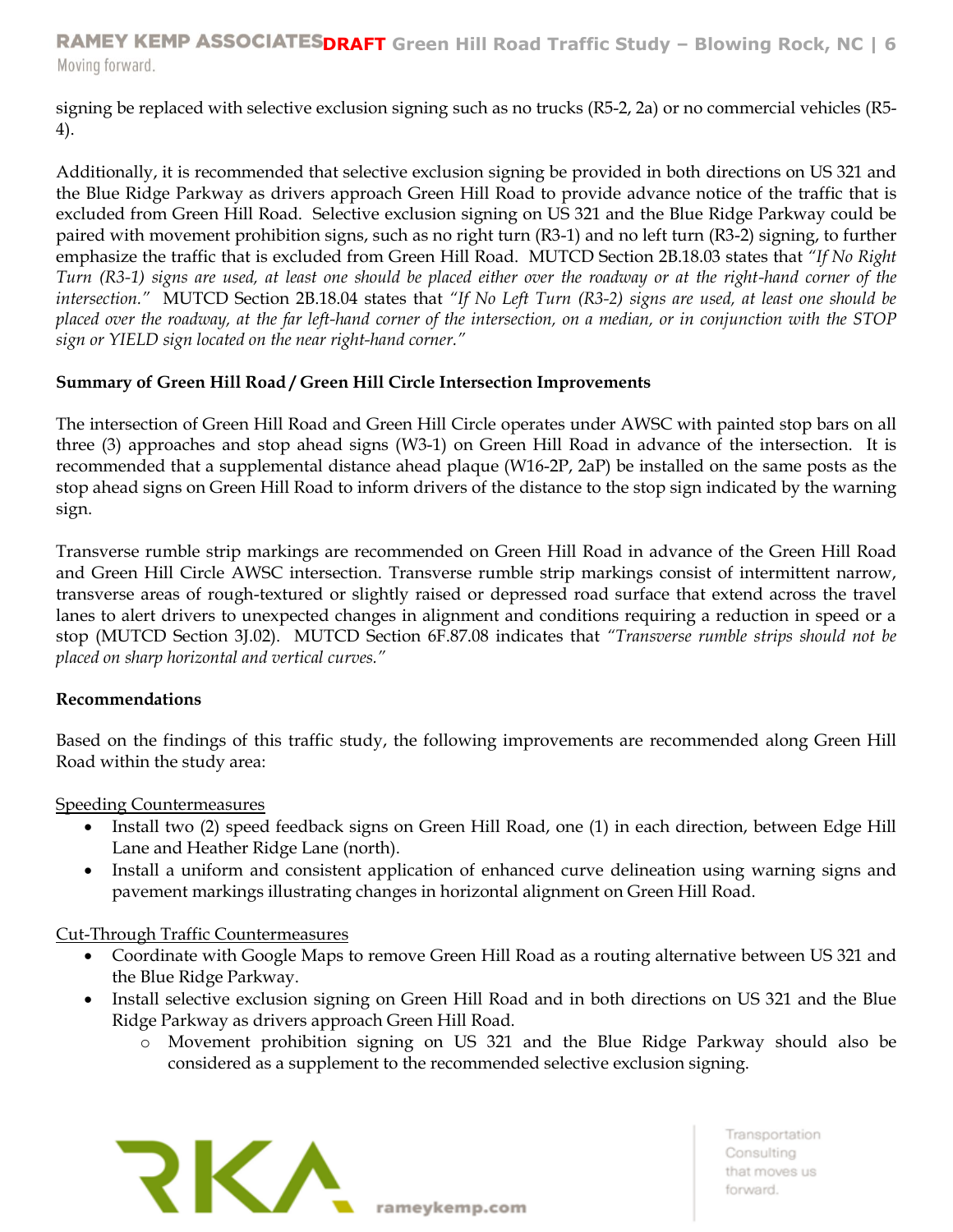signing be replaced with selective exclusion signing such as no trucks (R5-2, 2a) or no commercial vehicles (R5-4).

Additionally, it is recommended that selective exclusion signing be provided in both directions on US 321 and the Blue Ridge Parkway as drivers approach Green Hill Road to provide advance notice of the traffic that is excluded from Green Hill Road. Selective exclusion signing on US 321 and the Blue Ridge Parkway could be paired with movement prohibition signs, such as no right turn (R3-1) and no left turn (R3-2) signing, to further emphasize the traffic that is excluded from Green Hill Road. MUTCD Section 2B.18.03 states that *"If No Right Turn (R3-1) signs are used, at least one should be placed either over the roadway or at the right-hand corner of the intersection."* MUTCD Section 2B.18.04 states that *"If No Left Turn (R3-2) signs are used, at least one should be placed over the roadway, at the far left-hand corner of the intersection, on a median, or in conjunction with the STOP sign or YIELD sign located on the near right-hand corner."*

**Summary of Green Hill Road / Green Hill Circle Intersection Improvements**

The intersection of Green Hill Road and Green Hill Circle operates under AWSC with painted stop bars on all three (3) approaches and stop ahead signs (W3-1) on Green Hill Road in advance of the intersection. It is recommended that a supplemental distance ahead plaque (W16-2P, 2aP) be installed on the same posts as the stop ahead signs on Green Hill Road to inform drivers of the distance to the stop sign indicated by the warning sign.

Transverse rumble strip markings are recommended on Green Hill Road in advance of the Green Hill Road and Green Hill Circle AWSC intersection. Transverse rumble strip markings consist of intermittent narrow, transverse areas of rough-textured or slightly raised or depressed road surface that extend across the travel lanes to alert drivers to unexpected changes in alignment and conditions requiring a reduction in speed or a stop (MUTCD Section 3J.02). MUTCD Section 6F.87.08 indicates that *"Transverse rumble strips should not be placed on sharp horizontal and vertical curves."*

**Recommendations**

Based on the findings of this traffic study, the following improvements are recommended along Green Hill Road within the study area:

<u>Speeding Countermeasures</u>

- Install two (2) speed feedback signs on Green Hill Road, one (1) in each direction, between Edge Hill Lane and Heather Ridge Lane (north).
- Install a uniform and consistent application of enhanced curve delineation using warning signs and pavement markings illustrating changes in horizontal alignment on Green Hill Road.

<u>Cut-Through Traffic Countermeasures</u>

- Coordinate with Google Maps to remove Green Hill Road as a routing alternative between US 321 and the Blue Ridge Parkway.
- Install selective exclusion signing on Green Hill Road and in both directions on US 321 and the Blue Ridge Parkway as drivers approach Green Hill Road.
  - Movement prohibition signing on US 321 and the Blue Ridge Parkway should also be considered as a supplement to the recommended selective exclusion signing.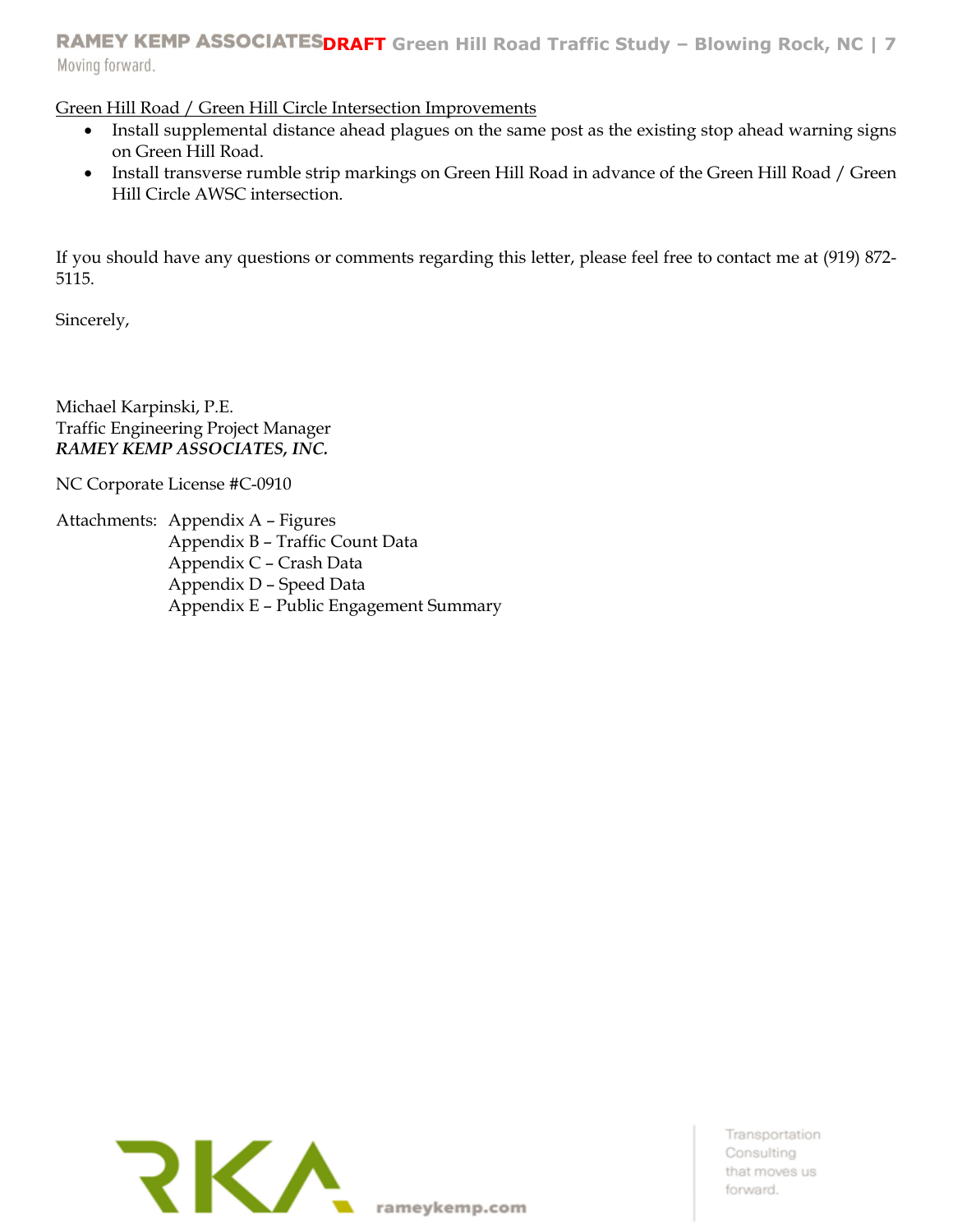Green Hill Road / Green Hill Circle Intersection Improvements

- Install supplemental distance ahead plagues on the same post as the existing stop ahead warning signs on Green Hill Road.
- Install transverse rumble strip markings on Green Hill Road in advance of the Green Hill Road / Green Hill Circle AWSC intersection.

If you should have any questions or comments regarding this letter, please feel free to contact me at (919) 872-5115.

Sincerely,

Michael Karpinski, P.E.
Traffic Engineering Project Manager
***RAMEY KEMP ASSOCIATES, INC.***

NC Corporate License #C-0910

Attachments: Appendix A – Figures
Appendix B – Traffic Count Data
Appendix C – Crash Data
Appendix D – Speed Data
Appendix E – Public Engagement Summary